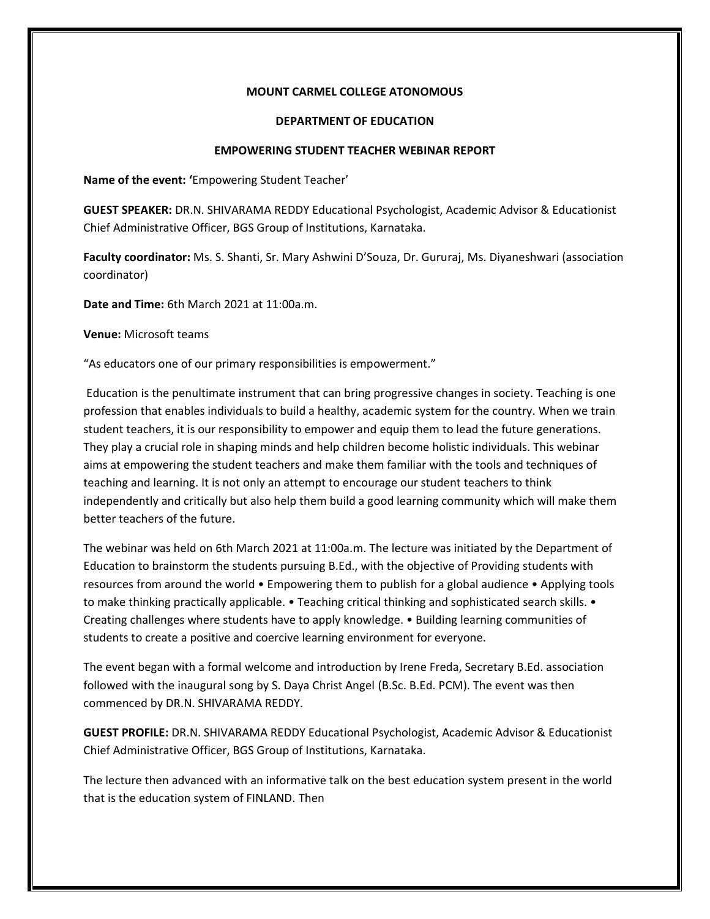**MOUNT CARMEL COLLEGE ATONOMOUS**

**DEPARTMENT OF EDUCATION**

**EMPOWERING STUDENT TEACHER WEBINAR REPORT**

**Name of the event: '**Empowering Student Teacher'

**GUEST SPEAKER:** DR.N. SHIVARAMA REDDY Educational Psychologist, Academic Advisor & Educationist Chief Administrative Officer, BGS Group of Institutions, Karnataka.

**Faculty coordinator:** Ms. S. Shanti, Sr. Mary Ashwini D'Souza, Dr. Gururaj, Ms. Diyaneshwari (association coordinator)

**Date and Time:** 6th March 2021 at 11:00a.m.

**Venue:** Microsoft teams

"As educators one of our primary responsibilities is empowerment."

Education is the penultimate instrument that can bring progressive changes in society. Teaching is one profession that enables individuals to build a healthy, academic system for the country. When we train student teachers, it is our responsibility to empower and equip them to lead the future generations. They play a crucial role in shaping minds and help children become holistic individuals. This webinar aims at empowering the student teachers and make them familiar with the tools and techniques of teaching and learning. It is not only an attempt to encourage our student teachers to think independently and critically but also help them build a good learning community which will make them better teachers of the future.

The webinar was held on 6th March 2021 at 11:00a.m. The lecture was initiated by the Department of Education to brainstorm the students pursuing B.Ed., with the objective of Providing students with resources from around the world • Empowering them to publish for a global audience • Applying tools to make thinking practically applicable. • Teaching critical thinking and sophisticated search skills. • Creating challenges where students have to apply knowledge. • Building learning communities of students to create a positive and coercive learning environment for everyone.

The event began with a formal welcome and introduction by Irene Freda, Secretary B.Ed. association followed with the inaugural song by S. Daya Christ Angel (B.Sc. B.Ed. PCM). The event was then commenced by DR.N. SHIVARAMA REDDY.

**GUEST PROFILE:** DR.N. SHIVARAMA REDDY Educational Psychologist, Academic Advisor & Educationist Chief Administrative Officer, BGS Group of Institutions, Karnataka.

The lecture then advanced with an informative talk on the best education system present in the world that is the education system of FINLAND. Then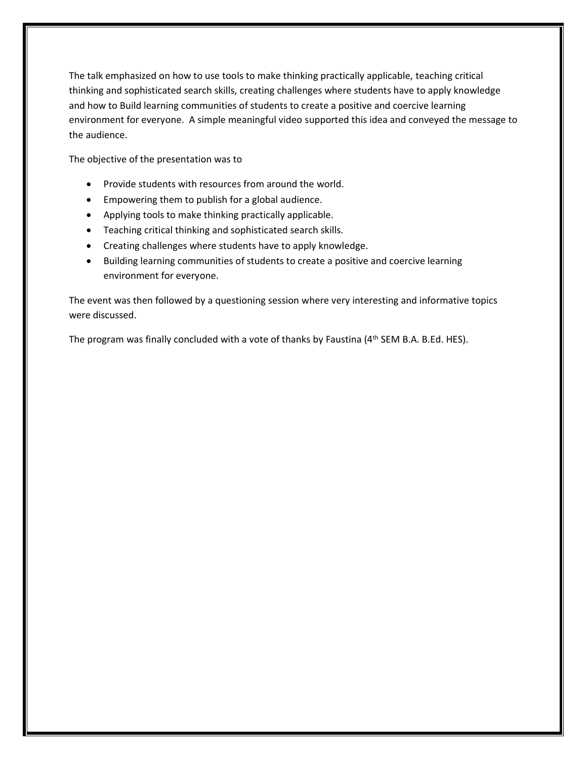The talk emphasized on how to use tools to make thinking practically applicable, teaching critical thinking and sophisticated search skills, creating challenges where students have to apply knowledge and how to Build learning communities of students to create a positive and coercive learning environment for everyone. A simple meaningful video supported this idea and conveyed the message to the audience.

The objective of the presentation was to

- Provide students with resources from around the world.
- Empowering them to publish for a global audience.
- Applying tools to make thinking practically applicable.
- Teaching critical thinking and sophisticated search skills.
- Creating challenges where students have to apply knowledge.
- Building learning communities of students to create a positive and coercive learning environment for everyone.

The event was then followed by a questioning session where very interesting and informative topics were discussed.

The program was finally concluded with a vote of thanks by Faustina (4th SEM B.A. B.Ed. HES).